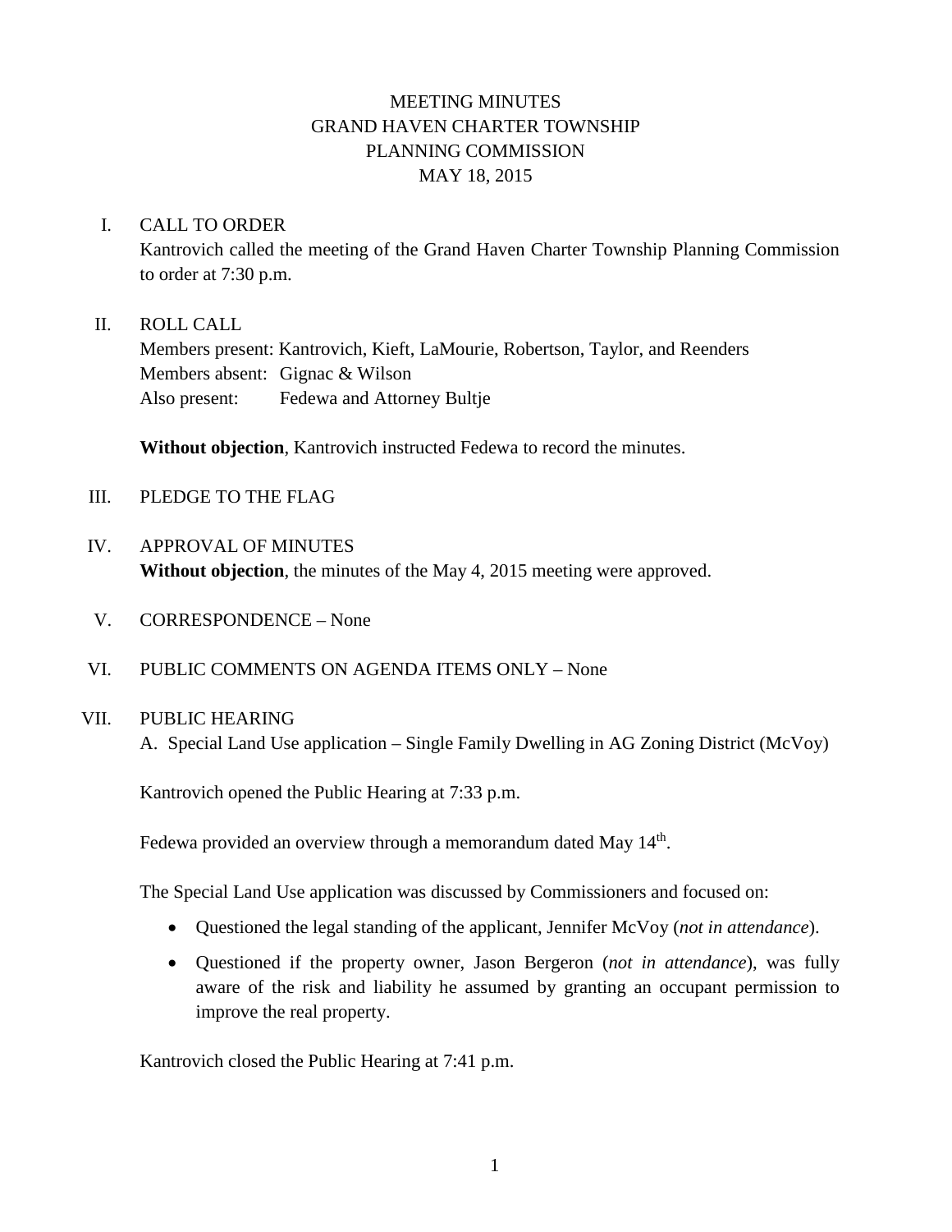# MEETING MINUTES
# GRAND HAVEN CHARTER TOWNSHIP
# PLANNING COMMISSION
# MAY 18, 2015

## I. CALL TO ORDER

Kantrovich called the meeting of the Grand Haven Charter Township Planning Commission to order at 7:30 p.m.

## II. ROLL CALL

Members present: Kantrovich, Kieft, LaMourie, Robertson, Taylor, and Reenders
Members absent: Gignac & Wilson
Also present: Fedewa and Attorney Bultje

**Without objection**, Kantrovich instructed Fedewa to record the minutes.

## III. PLEDGE TO THE FLAG

## IV. APPROVAL OF MINUTES

**Without objection**, the minutes of the May 4, 2015 meeting were approved.

## V. CORRESPONDENCE – None

## VI. PUBLIC COMMENTS ON AGENDA ITEMS ONLY – None

## VII. PUBLIC HEARING

A. Special Land Use application – Single Family Dwelling in AG Zoning District (McVoy)

Kantrovich opened the Public Hearing at 7:33 p.m.

Fedewa provided an overview through a memorandum dated May 14th.

The Special Land Use application was discussed by Commissioners and focused on:

- Questioned the legal standing of the applicant, Jennifer McVoy (*not in attendance*).
- Questioned if the property owner, Jason Bergeron (*not in attendance*), was fully aware of the risk and liability he assumed by granting an occupant permission to improve the real property.

Kantrovich closed the Public Hearing at 7:41 p.m.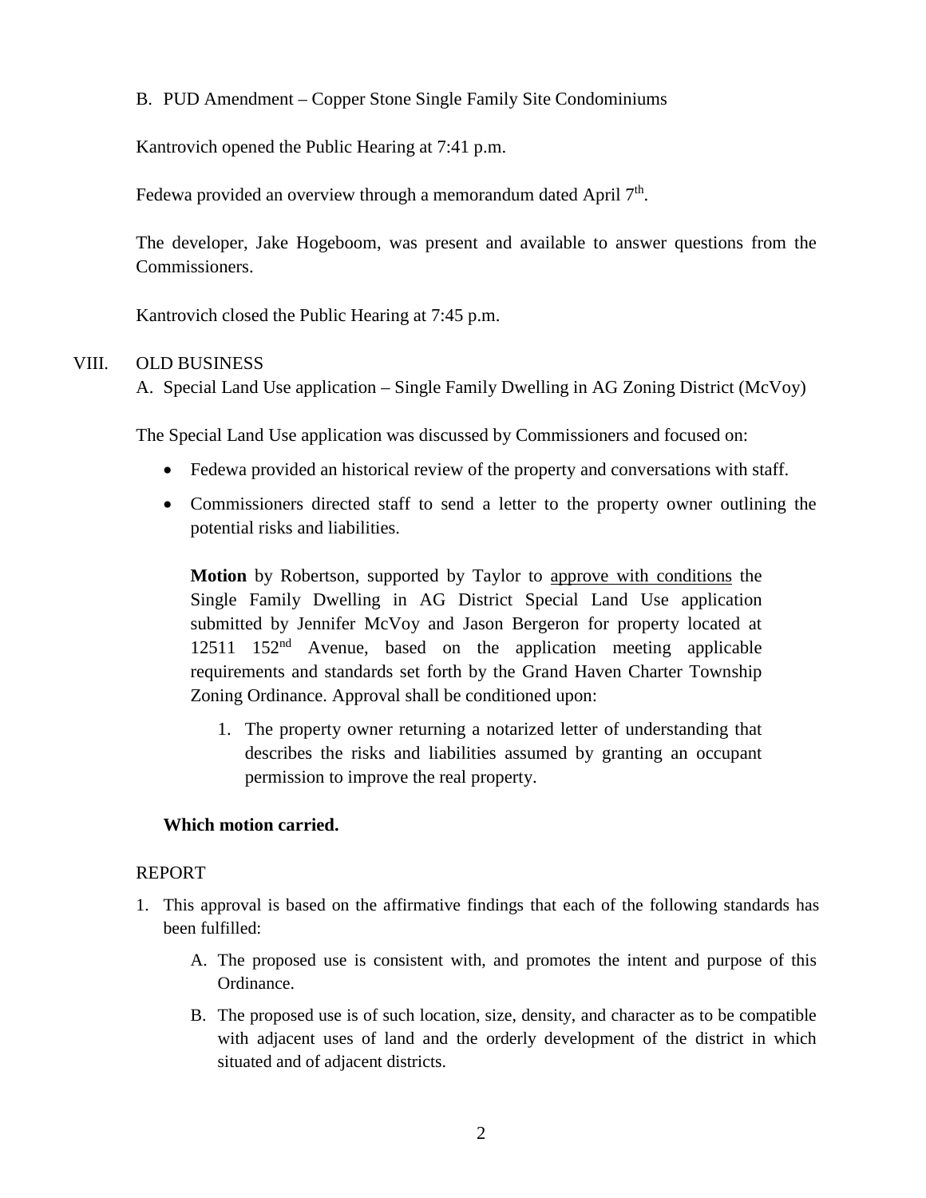B. PUD Amendment – Copper Stone Single Family Site Condominiums

Kantrovich opened the Public Hearing at 7:41 p.m.

Fedewa provided an overview through a memorandum dated April 7th.

The developer, Jake Hogeboom, was present and available to answer questions from the Commissioners.

Kantrovich closed the Public Hearing at 7:45 p.m.

## VIII. OLD BUSINESS

A. Special Land Use application – Single Family Dwelling in AG Zoning District (McVoy)

The Special Land Use application was discussed by Commissioners and focused on:

- Fedewa provided an historical review of the property and conversations with staff.
- Commissioners directed staff to send a letter to the property owner outlining the potential risks and liabilities.

> **Motion** by Robertson, supported by Taylor to approve with conditions the Single Family Dwelling in AG District Special Land Use application submitted by Jennifer McVoy and Jason Bergeron for property located at 12511 152nd Avenue, based on the application meeting applicable requirements and standards set forth by the Grand Haven Charter Township Zoning Ordinance. Approval shall be conditioned upon:
>
> 1. The property owner returning a notarized letter of understanding that describes the risks and liabilities assumed by granting an occupant permission to improve the real property.

**Which motion carried.**

REPORT

1. This approval is based on the affirmative findings that each of the following standards has been fulfilled:
   A. The proposed use is consistent with, and promotes the intent and purpose of this Ordinance.
   B. The proposed use is of such location, size, density, and character as to be compatible with adjacent uses of land and the orderly development of the district in which situated and of adjacent districts.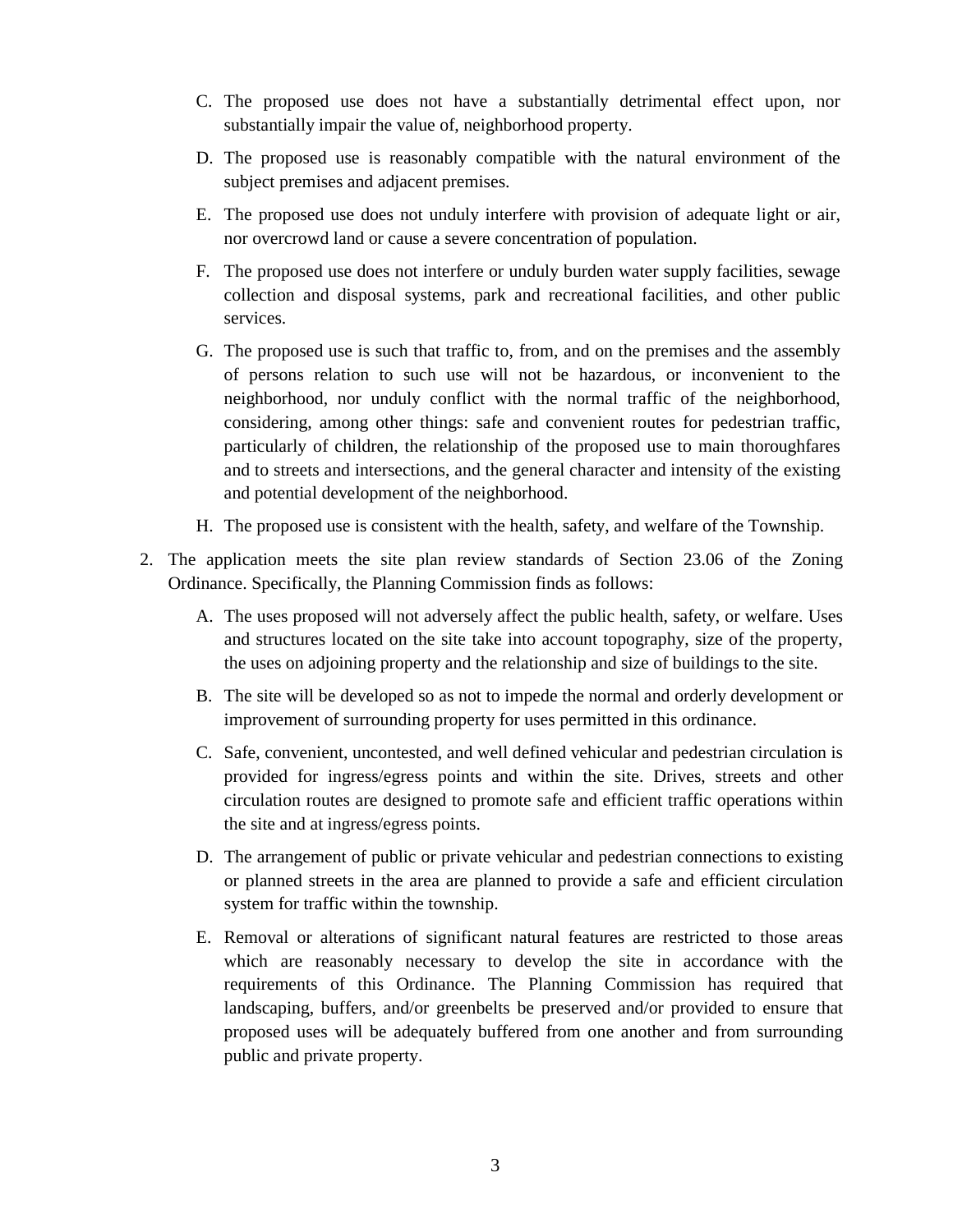C. The proposed use does not have a substantially detrimental effect upon, nor substantially impair the value of, neighborhood property.

D. The proposed use is reasonably compatible with the natural environment of the subject premises and adjacent premises.

E. The proposed use does not unduly interfere with provision of adequate light or air, nor overcrowd land or cause a severe concentration of population.

F. The proposed use does not interfere or unduly burden water supply facilities, sewage collection and disposal systems, park and recreational facilities, and other public services.

G. The proposed use is such that traffic to, from, and on the premises and the assembly of persons relation to such use will not be hazardous, or inconvenient to the neighborhood, nor unduly conflict with the normal traffic of the neighborhood, considering, among other things: safe and convenient routes for pedestrian traffic, particularly of children, the relationship of the proposed use to main thoroughfares and to streets and intersections, and the general character and intensity of the existing and potential development of the neighborhood.

H. The proposed use is consistent with the health, safety, and welfare of the Township.

2. The application meets the site plan review standards of Section 23.06 of the Zoning Ordinance. Specifically, the Planning Commission finds as follows:

   A. The uses proposed will not adversely affect the public health, safety, or welfare. Uses and structures located on the site take into account topography, size of the property, the uses on adjoining property and the relationship and size of buildings to the site.

   B. The site will be developed so as not to impede the normal and orderly development or improvement of surrounding property for uses permitted in this ordinance.

   C. Safe, convenient, uncontested, and well defined vehicular and pedestrian circulation is provided for ingress/egress points and within the site. Drives, streets and other circulation routes are designed to promote safe and efficient traffic operations within the site and at ingress/egress points.

   D. The arrangement of public or private vehicular and pedestrian connections to existing or planned streets in the area are planned to provide a safe and efficient circulation system for traffic within the township.

   E. Removal or alterations of significant natural features are restricted to those areas which are reasonably necessary to develop the site in accordance with the requirements of this Ordinance. The Planning Commission has required that landscaping, buffers, and/or greenbelts be preserved and/or provided to ensure that proposed uses will be adequately buffered from one another and from surrounding public and private property.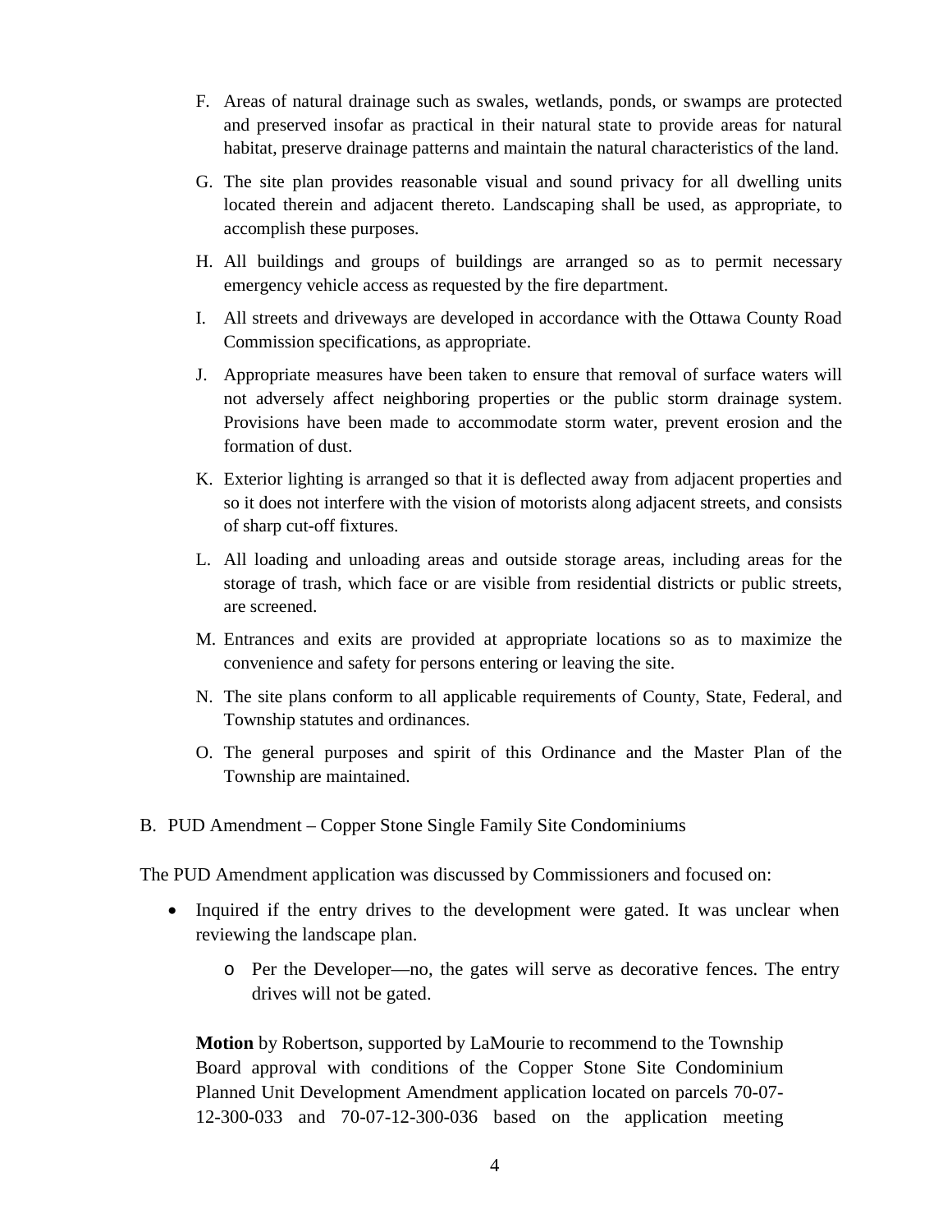F. Areas of natural drainage such as swales, wetlands, ponds, or swamps are protected and preserved insofar as practical in their natural state to provide areas for natural habitat, preserve drainage patterns and maintain the natural characteristics of the land.

G. The site plan provides reasonable visual and sound privacy for all dwelling units located therein and adjacent thereto. Landscaping shall be used, as appropriate, to accomplish these purposes.

H. All buildings and groups of buildings are arranged so as to permit necessary emergency vehicle access as requested by the fire department.

I. All streets and driveways are developed in accordance with the Ottawa County Road Commission specifications, as appropriate.

J. Appropriate measures have been taken to ensure that removal of surface waters will not adversely affect neighboring properties or the public storm drainage system. Provisions have been made to accommodate storm water, prevent erosion and the formation of dust.

K. Exterior lighting is arranged so that it is deflected away from adjacent properties and so it does not interfere with the vision of motorists along adjacent streets, and consists of sharp cut-off fixtures.

L. All loading and unloading areas and outside storage areas, including areas for the storage of trash, which face or are visible from residential districts or public streets, are screened.

M. Entrances and exits are provided at appropriate locations so as to maximize the convenience and safety for persons entering or leaving the site.

N. The site plans conform to all applicable requirements of County, State, Federal, and Township statutes and ordinances.

O. The general purposes and spirit of this Ordinance and the Master Plan of the Township are maintained.

B. PUD Amendment – Copper Stone Single Family Site Condominiums

The PUD Amendment application was discussed by Commissioners and focused on:

- Inquired if the entry drives to the development were gated. It was unclear when reviewing the landscape plan.
  - Per the Developer—no, the gates will serve as decorative fences. The entry drives will not be gated.

**Motion** by Robertson, supported by LaMourie to recommend to the Township Board approval with conditions of the Copper Stone Site Condominium Planned Unit Development Amendment application located on parcels 70-07-12-300-033 and 70-07-12-300-036 based on the application meeting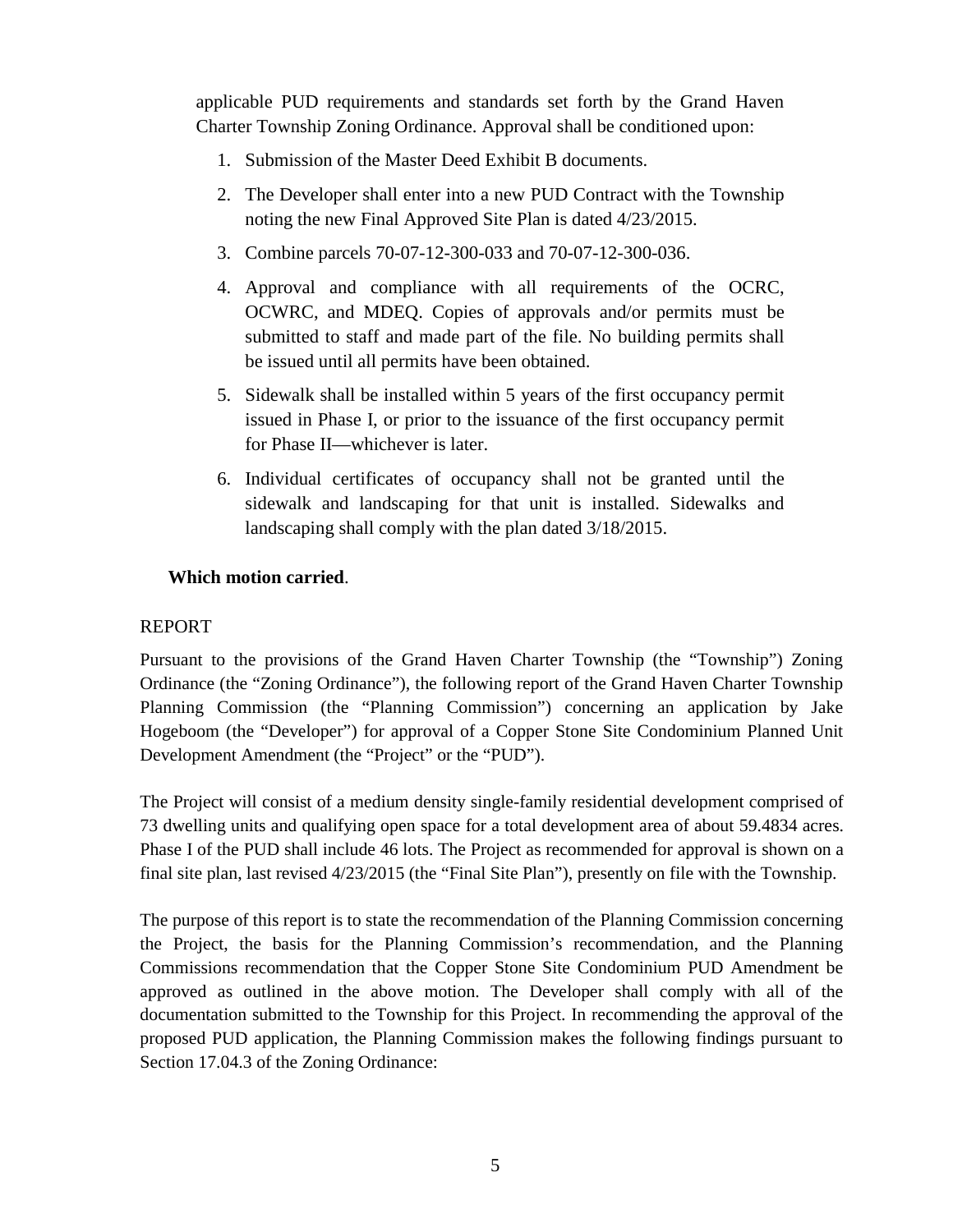applicable PUD requirements and standards set forth by the Grand Haven Charter Township Zoning Ordinance. Approval shall be conditioned upon:

1. Submission of the Master Deed Exhibit B documents.
2. The Developer shall enter into a new PUD Contract with the Township noting the new Final Approved Site Plan is dated 4/23/2015.
3. Combine parcels 70-07-12-300-033 and 70-07-12-300-036.
4. Approval and compliance with all requirements of the OCRC, OCWRC, and MDEQ. Copies of approvals and/or permits must be submitted to staff and made part of the file. No building permits shall be issued until all permits have been obtained.
5. Sidewalk shall be installed within 5 years of the first occupancy permit issued in Phase I, or prior to the issuance of the first occupancy permit for Phase II—whichever is later.
6. Individual certificates of occupancy shall not be granted until the sidewalk and landscaping for that unit is installed. Sidewalks and landscaping shall comply with the plan dated 3/18/2015.

**Which motion carried**.

REPORT

Pursuant to the provisions of the Grand Haven Charter Township (the "Township") Zoning Ordinance (the "Zoning Ordinance"), the following report of the Grand Haven Charter Township Planning Commission (the "Planning Commission") concerning an application by Jake Hogeboom (the "Developer") for approval of a Copper Stone Site Condominium Planned Unit Development Amendment (the "Project" or the "PUD").

The Project will consist of a medium density single-family residential development comprised of 73 dwelling units and qualifying open space for a total development area of about 59.4834 acres. Phase I of the PUD shall include 46 lots. The Project as recommended for approval is shown on a final site plan, last revised 4/23/2015 (the "Final Site Plan"), presently on file with the Township.

The purpose of this report is to state the recommendation of the Planning Commission concerning the Project, the basis for the Planning Commission's recommendation, and the Planning Commissions recommendation that the Copper Stone Site Condominium PUD Amendment be approved as outlined in the above motion. The Developer shall comply with all of the documentation submitted to the Township for this Project. In recommending the approval of the proposed PUD application, the Planning Commission makes the following findings pursuant to Section 17.04.3 of the Zoning Ordinance: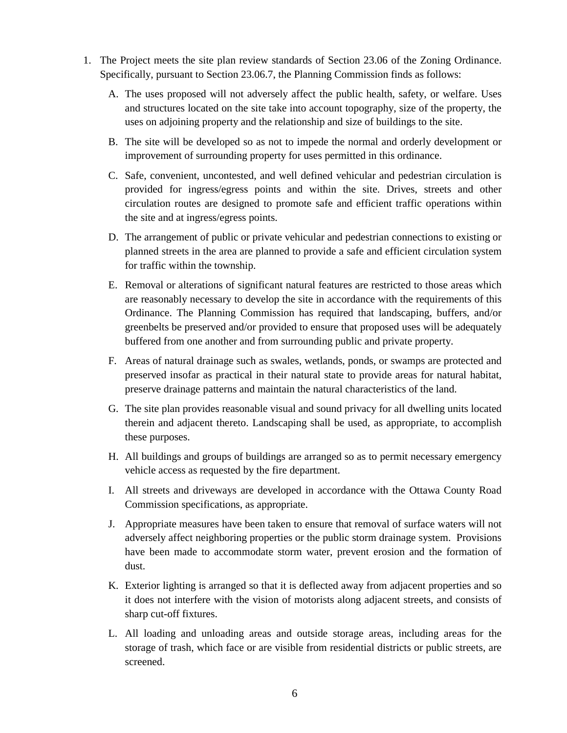1. The Project meets the site plan review standards of Section 23.06 of the Zoning Ordinance. Specifically, pursuant to Section 23.06.7, the Planning Commission finds as follows:

   A. The uses proposed will not adversely affect the public health, safety, or welfare. Uses and structures located on the site take into account topography, size of the property, the uses on adjoining property and the relationship and size of buildings to the site.

   B. The site will be developed so as not to impede the normal and orderly development or improvement of surrounding property for uses permitted in this ordinance.

   C. Safe, convenient, uncontested, and well defined vehicular and pedestrian circulation is provided for ingress/egress points and within the site. Drives, streets and other circulation routes are designed to promote safe and efficient traffic operations within the site and at ingress/egress points.

   D. The arrangement of public or private vehicular and pedestrian connections to existing or planned streets in the area are planned to provide a safe and efficient circulation system for traffic within the township.

   E. Removal or alterations of significant natural features are restricted to those areas which are reasonably necessary to develop the site in accordance with the requirements of this Ordinance. The Planning Commission has required that landscaping, buffers, and/or greenbelts be preserved and/or provided to ensure that proposed uses will be adequately buffered from one another and from surrounding public and private property.

   F. Areas of natural drainage such as swales, wetlands, ponds, or swamps are protected and preserved insofar as practical in their natural state to provide areas for natural habitat, preserve drainage patterns and maintain the natural characteristics of the land.

   G. The site plan provides reasonable visual and sound privacy for all dwelling units located therein and adjacent thereto. Landscaping shall be used, as appropriate, to accomplish these purposes.

   H. All buildings and groups of buildings are arranged so as to permit necessary emergency vehicle access as requested by the fire department.

   I. All streets and driveways are developed in accordance with the Ottawa County Road Commission specifications, as appropriate.

   J. Appropriate measures have been taken to ensure that removal of surface waters will not adversely affect neighboring properties or the public storm drainage system. Provisions have been made to accommodate storm water, prevent erosion and the formation of dust.

   K. Exterior lighting is arranged so that it is deflected away from adjacent properties and so it does not interfere with the vision of motorists along adjacent streets, and consists of sharp cut-off fixtures.

   L. All loading and unloading areas and outside storage areas, including areas for the storage of trash, which face or are visible from residential districts or public streets, are screened.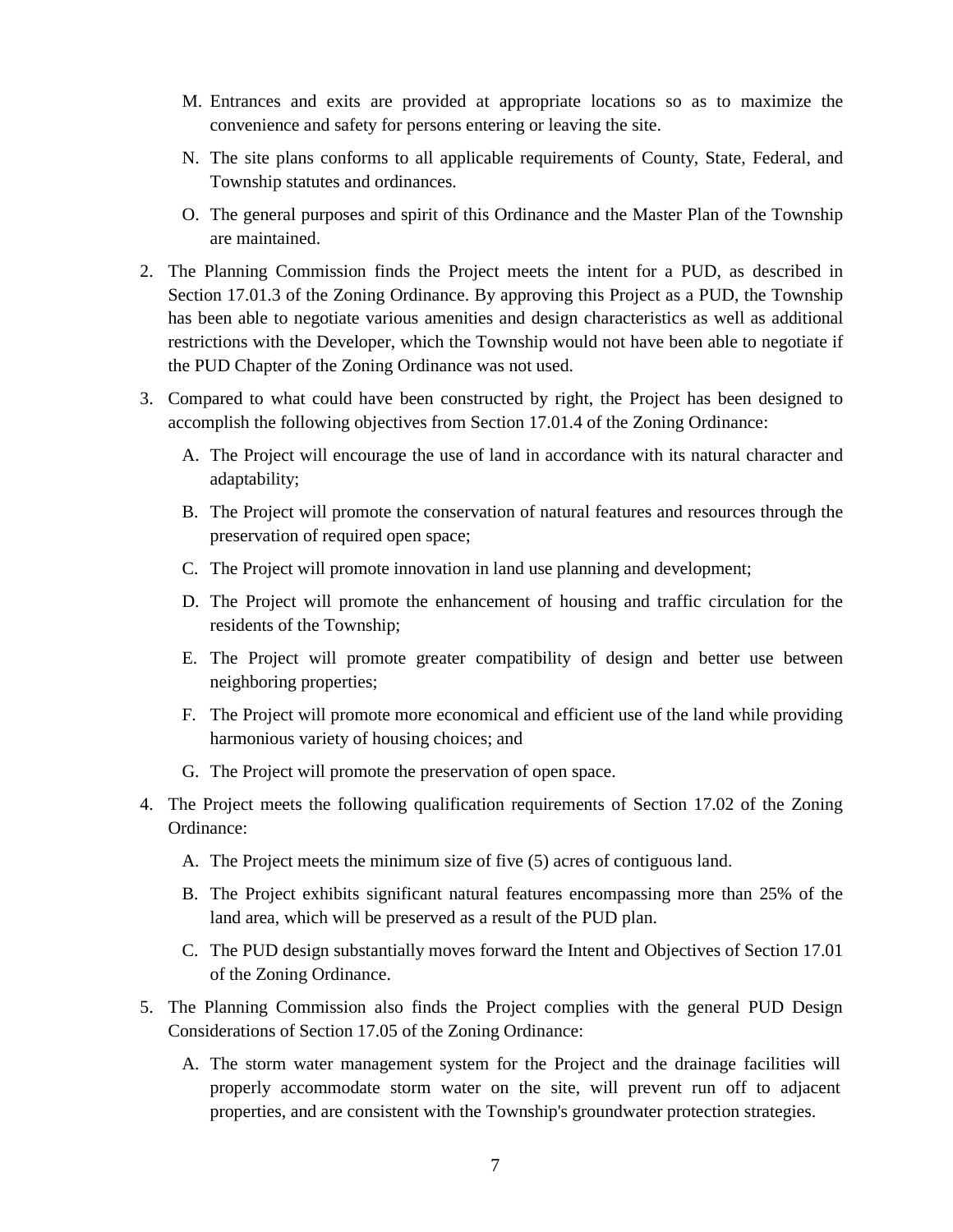M. Entrances and exits are provided at appropriate locations so as to maximize the convenience and safety for persons entering or leaving the site.

   N. The site plans conforms to all applicable requirements of County, State, Federal, and Township statutes and ordinances.

   O. The general purposes and spirit of this Ordinance and the Master Plan of the Township are maintained.

2. The Planning Commission finds the Project meets the intent for a PUD, as described in Section 17.01.3 of the Zoning Ordinance. By approving this Project as a PUD, the Township has been able to negotiate various amenities and design characteristics as well as additional restrictions with the Developer, which the Township would not have been able to negotiate if the PUD Chapter of the Zoning Ordinance was not used.

3. Compared to what could have been constructed by right, the Project has been designed to accomplish the following objectives from Section 17.01.4 of the Zoning Ordinance:

   A. The Project will encourage the use of land in accordance with its natural character and adaptability;

   B. The Project will promote the conservation of natural features and resources through the preservation of required open space;

   C. The Project will promote innovation in land use planning and development;

   D. The Project will promote the enhancement of housing and traffic circulation for the residents of the Township;

   E. The Project will promote greater compatibility of design and better use between neighboring properties;

   F. The Project will promote more economical and efficient use of the land while providing harmonious variety of housing choices; and

   G. The Project will promote the preservation of open space.

4. The Project meets the following qualification requirements of Section 17.02 of the Zoning Ordinance:

   A. The Project meets the minimum size of five (5) acres of contiguous land.

   B. The Project exhibits significant natural features encompassing more than 25% of the land area, which will be preserved as a result of the PUD plan.

   C. The PUD design substantially moves forward the Intent and Objectives of Section 17.01 of the Zoning Ordinance.

5. The Planning Commission also finds the Project complies with the general PUD Design Considerations of Section 17.05 of the Zoning Ordinance:

   A. The storm water management system for the Project and the drainage facilities will properly accommodate storm water on the site, will prevent run off to adjacent properties, and are consistent with the Township's groundwater protection strategies.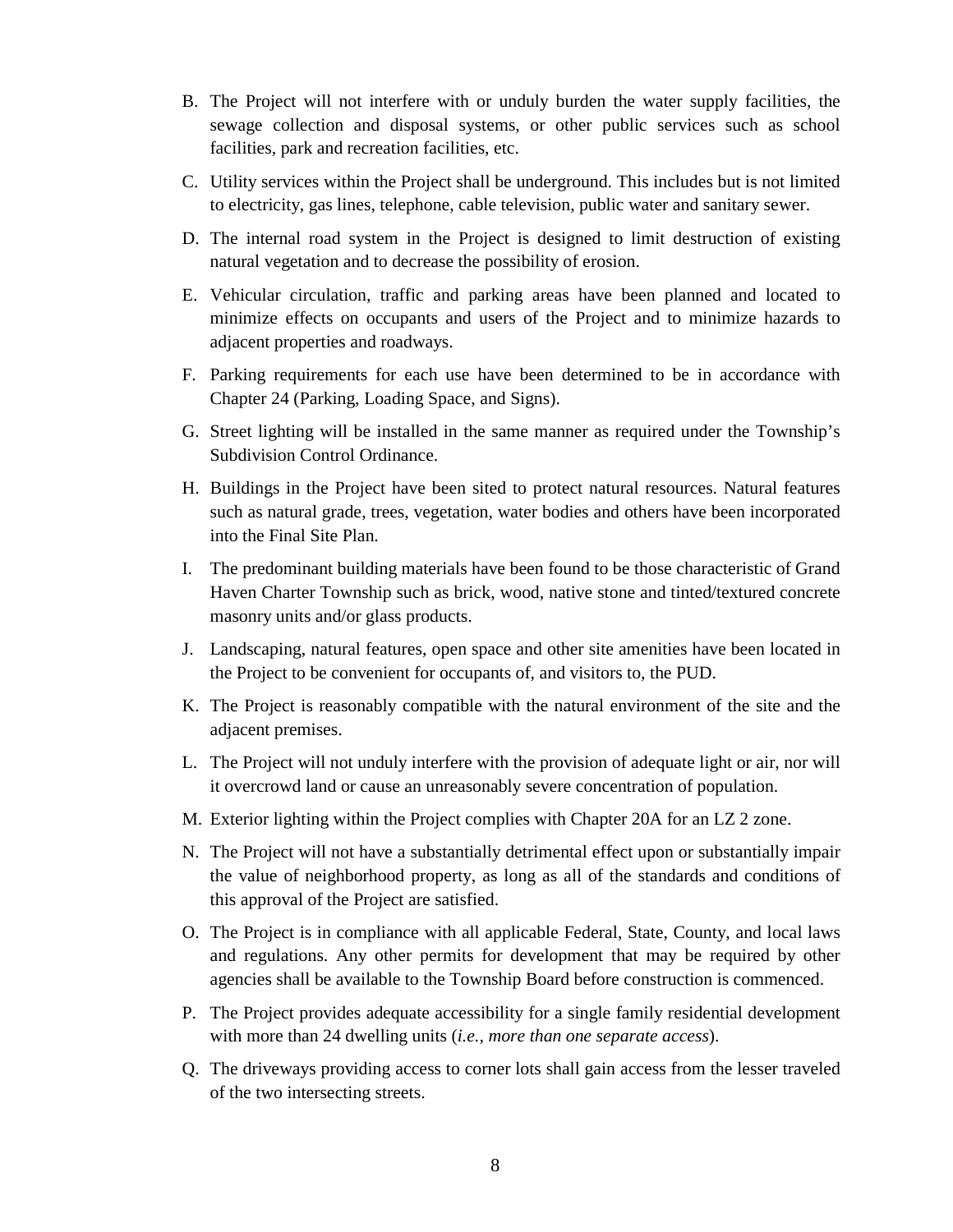B. The Project will not interfere with or unduly burden the water supply facilities, the sewage collection and disposal systems, or other public services such as school facilities, park and recreation facilities, etc.

C. Utility services within the Project shall be underground. This includes but is not limited to electricity, gas lines, telephone, cable television, public water and sanitary sewer.

D. The internal road system in the Project is designed to limit destruction of existing natural vegetation and to decrease the possibility of erosion.

E. Vehicular circulation, traffic and parking areas have been planned and located to minimize effects on occupants and users of the Project and to minimize hazards to adjacent properties and roadways.

F. Parking requirements for each use have been determined to be in accordance with Chapter 24 (Parking, Loading Space, and Signs).

G. Street lighting will be installed in the same manner as required under the Township's Subdivision Control Ordinance.

H. Buildings in the Project have been sited to protect natural resources. Natural features such as natural grade, trees, vegetation, water bodies and others have been incorporated into the Final Site Plan.

I. The predominant building materials have been found to be those characteristic of Grand Haven Charter Township such as brick, wood, native stone and tinted/textured concrete masonry units and/or glass products.

J. Landscaping, natural features, open space and other site amenities have been located in the Project to be convenient for occupants of, and visitors to, the PUD.

K. The Project is reasonably compatible with the natural environment of the site and the adjacent premises.

L. The Project will not unduly interfere with the provision of adequate light or air, nor will it overcrowd land or cause an unreasonably severe concentration of population.

M. Exterior lighting within the Project complies with Chapter 20A for an LZ 2 zone.

N. The Project will not have a substantially detrimental effect upon or substantially impair the value of neighborhood property, as long as all of the standards and conditions of this approval of the Project are satisfied.

O. The Project is in compliance with all applicable Federal, State, County, and local laws and regulations. Any other permits for development that may be required by other agencies shall be available to the Township Board before construction is commenced.

P. The Project provides adequate accessibility for a single family residential development with more than 24 dwelling units (*i.e., more than one separate access*).

Q. The driveways providing access to corner lots shall gain access from the lesser traveled of the two intersecting streets.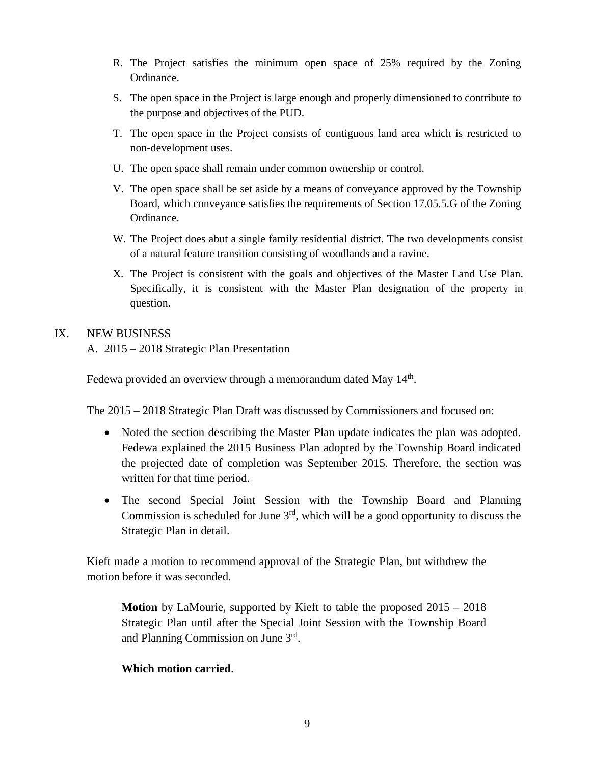R. The Project satisfies the minimum open space of 25% required by the Zoning Ordinance.

S. The open space in the Project is large enough and properly dimensioned to contribute to the purpose and objectives of the PUD.

T. The open space in the Project consists of contiguous land area which is restricted to non-development uses.

U. The open space shall remain under common ownership or control.

V. The open space shall be set aside by a means of conveyance approved by the Township Board, which conveyance satisfies the requirements of Section 17.05.5.G of the Zoning Ordinance.

W. The Project does abut a single family residential district. The two developments consist of a natural feature transition consisting of woodlands and a ravine.

X. The Project is consistent with the goals and objectives of the Master Land Use Plan. Specifically, it is consistent with the Master Plan designation of the property in question.

IX. NEW BUSINESS

A. 2015 – 2018 Strategic Plan Presentation

Fedewa provided an overview through a memorandum dated May 14th.

The 2015 – 2018 Strategic Plan Draft was discussed by Commissioners and focused on:

- Noted the section describing the Master Plan update indicates the plan was adopted. Fedewa explained the 2015 Business Plan adopted by the Township Board indicated the projected date of completion was September 2015. Therefore, the section was written for that time period.
- The second Special Joint Session with the Township Board and Planning Commission is scheduled for June 3rd, which will be a good opportunity to discuss the Strategic Plan in detail.

Kieft made a motion to recommend approval of the Strategic Plan, but withdrew the motion before it was seconded.

> **Motion** by LaMourie, supported by Kieft to table the proposed 2015 – 2018 Strategic Plan until after the Special Joint Session with the Township Board and Planning Commission on June 3rd.
>
> **Which motion carried**.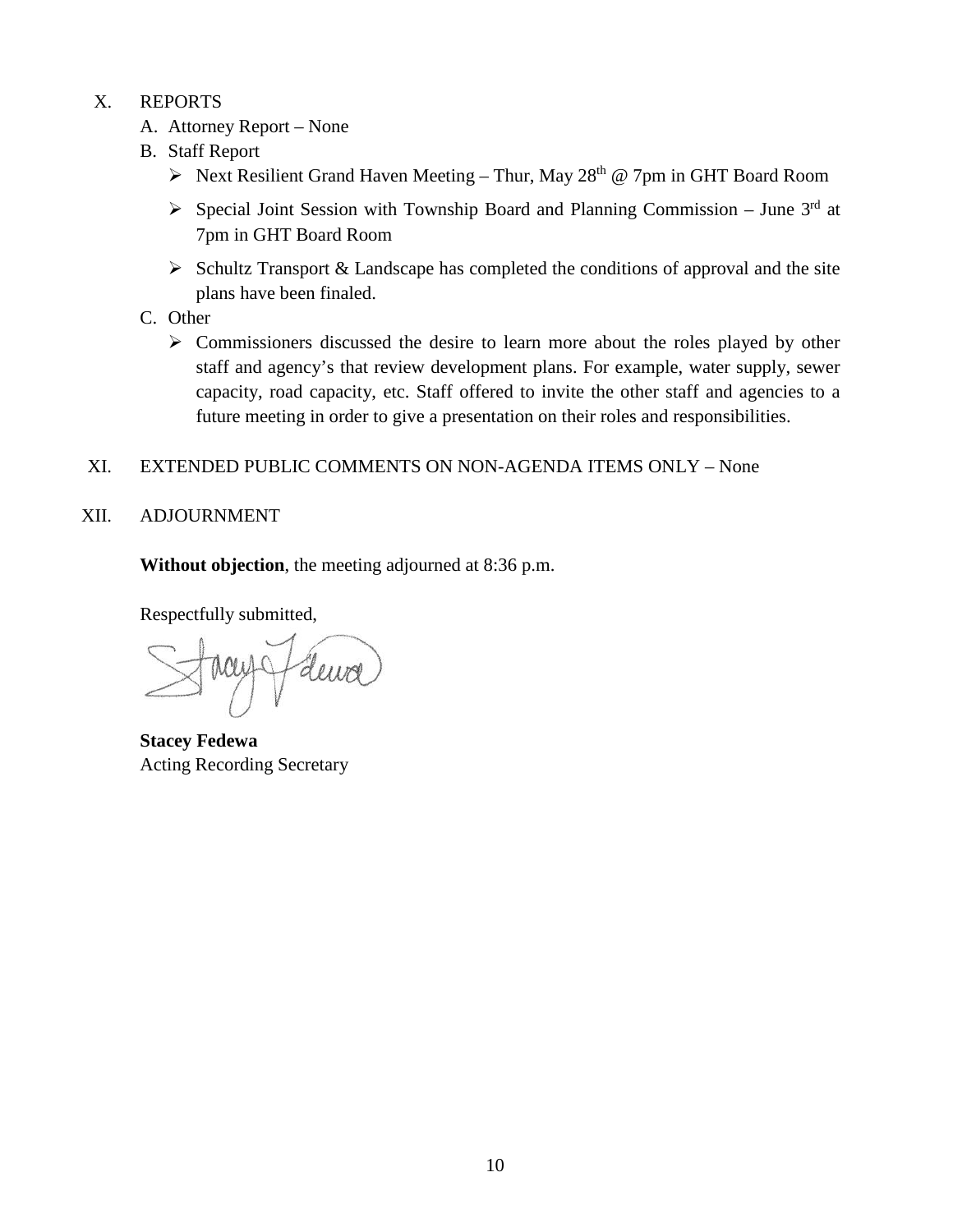X. REPORTS

A. Attorney Report – None

B. Staff Report

- Next Resilient Grand Haven Meeting – Thur, May 28th @ 7pm in GHT Board Room
- Special Joint Session with Township Board and Planning Commission – June 3rd at 7pm in GHT Board Room
- Schultz Transport & Landscape has completed the conditions of approval and the site plans have been finaled.

C. Other

- Commissioners discussed the desire to learn more about the roles played by other staff and agency's that review development plans. For example, water supply, sewer capacity, road capacity, etc. Staff offered to invite the other staff and agencies to a future meeting in order to give a presentation on their roles and responsibilities.

XI. EXTENDED PUBLIC COMMENTS ON NON-AGENDA ITEMS ONLY – None

XII. ADJOURNMENT

**Without objection**, the meeting adjourned at 8:36 p.m.

Respectfully submitted,

**Stacey Fedewa**
Acting Recording Secretary